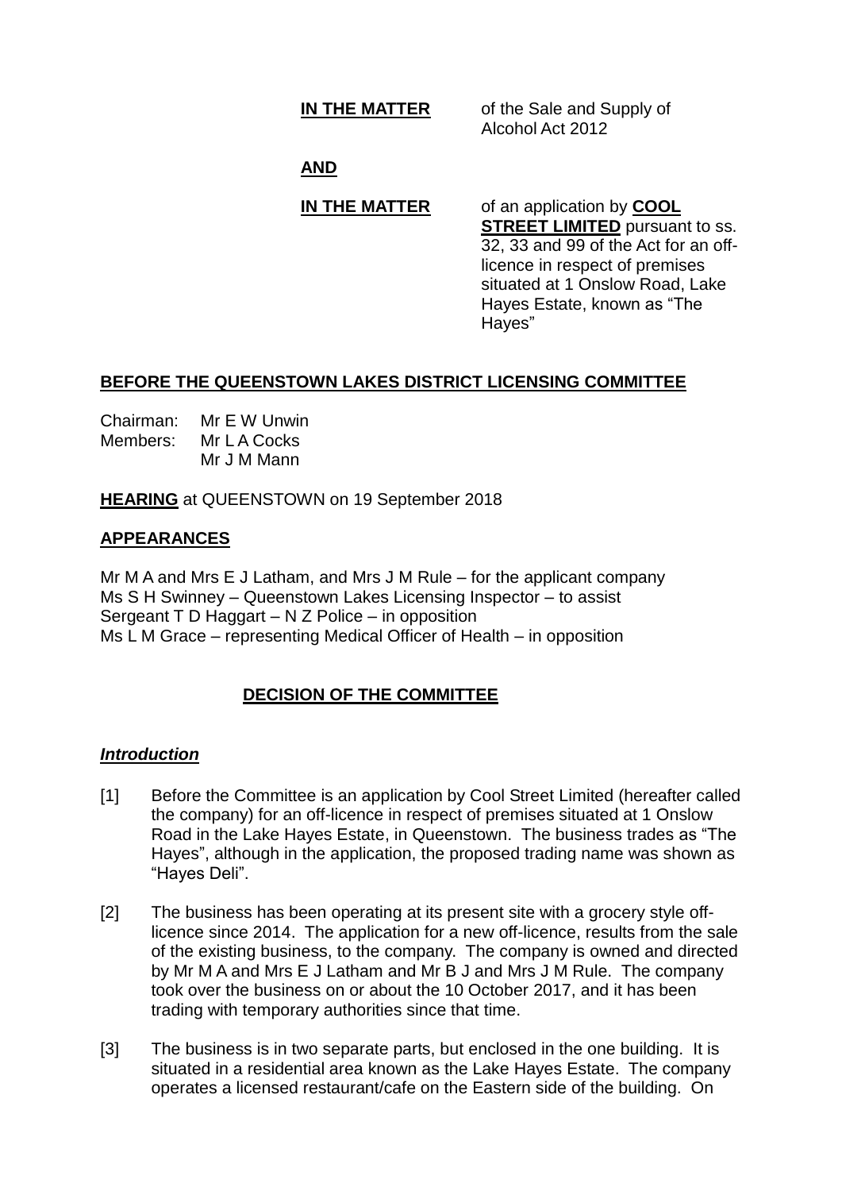**IN THE MATTER** of the Sale and Supply of Alcohol Act 2012

**AND**

**IN THE MATTER** of an application by **COOL STREET LIMITED** pursuant to ss. 32, 33 and 99 of the Act for an off-licence in respect of premises situated at 1 Onslow Road, Lake Hayes Estate, known as "The Hayes"

## BEFORE THE QUEENSTOWN LAKES DISTRICT LICENSING COMMITTEE

Chairman: Mr E W Unwin
Members: Mr L A Cocks
Mr J M Mann

**HEARING** at QUEENSTOWN on 19 September 2018

## APPEARANCES

Mr M A and Mrs E J Latham, and Mrs J M Rule – for the applicant company
Ms S H Swinney – Queenstown Lakes Licensing Inspector – to assist
Sergeant T D Haggart – N Z Police – in opposition
Ms L M Grace – representing Medical Officer of Health – in opposition

## DECISION OF THE COMMITTEE

### *Introduction*

[1] Before the Committee is an application by Cool Street Limited (hereafter called the company) for an off-licence in respect of premises situated at 1 Onslow Road in the Lake Hayes Estate, in Queenstown. The business trades as "The Hayes", although in the application, the proposed trading name was shown as "Hayes Deli".

[2] The business has been operating at its present site with a grocery style off-licence since 2014. The application for a new off-licence, results from the sale of the existing business, to the company. The company is owned and directed by Mr M A and Mrs E J Latham and Mr B J and Mrs J M Rule. The company took over the business on or about the 10 October 2017, and it has been trading with temporary authorities since that time.

[3] The business is in two separate parts, but enclosed in the one building. It is situated in a residential area known as the Lake Hayes Estate. The company operates a licensed restaurant/cafe on the Eastern side of the building. On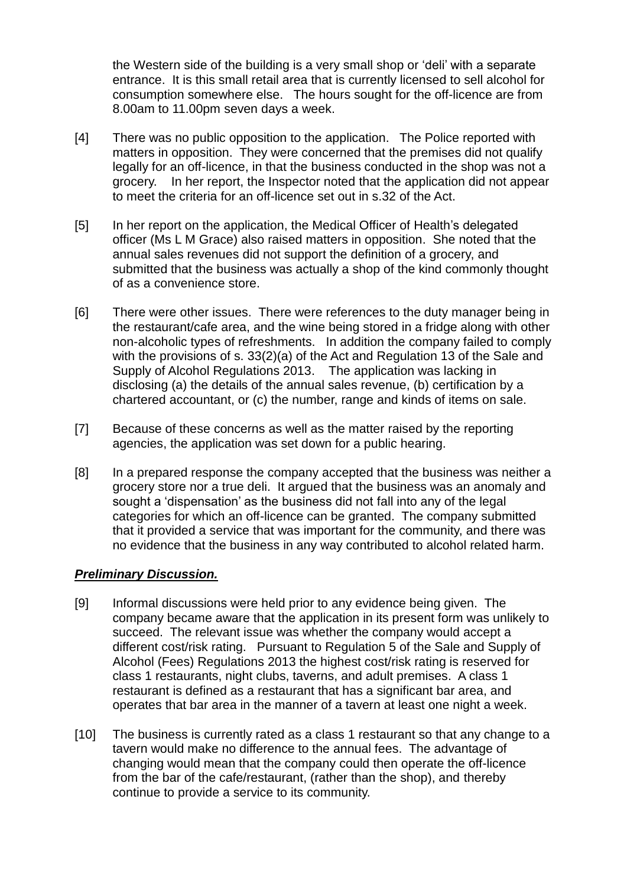the Western side of the building is a very small shop or 'deli' with a separate entrance. It is this small retail area that is currently licensed to sell alcohol for consumption somewhere else. The hours sought for the off-licence are from 8.00am to 11.00pm seven days a week.

[4] There was no public opposition to the application. The Police reported with matters in opposition. They were concerned that the premises did not qualify legally for an off-licence, in that the business conducted in the shop was not a grocery. In her report, the Inspector noted that the application did not appear to meet the criteria for an off-licence set out in s.32 of the Act.

[5] In her report on the application, the Medical Officer of Health's delegated officer (Ms L M Grace) also raised matters in opposition. She noted that the annual sales revenues did not support the definition of a grocery, and submitted that the business was actually a shop of the kind commonly thought of as a convenience store.

[6] There were other issues. There were references to the duty manager being in the restaurant/cafe area, and the wine being stored in a fridge along with other non-alcoholic types of refreshments. In addition the company failed to comply with the provisions of s. 33(2)(a) of the Act and Regulation 13 of the Sale and Supply of Alcohol Regulations 2013. The application was lacking in disclosing (a) the details of the annual sales revenue, (b) certification by a chartered accountant, or (c) the number, range and kinds of items on sale.

[7] Because of these concerns as well as the matter raised by the reporting agencies, the application was set down for a public hearing.

[8] In a prepared response the company accepted that the business was neither a grocery store nor a true deli. It argued that the business was an anomaly and sought a 'dispensation' as the business did not fall into any of the legal categories for which an off-licence can be granted. The company submitted that it provided a service that was important for the community, and there was no evidence that the business in any way contributed to alcohol related harm.

***Preliminary Discussion.***

[9] Informal discussions were held prior to any evidence being given. The company became aware that the application in its present form was unlikely to succeed. The relevant issue was whether the company would accept a different cost/risk rating. Pursuant to Regulation 5 of the Sale and Supply of Alcohol (Fees) Regulations 2013 the highest cost/risk rating is reserved for class 1 restaurants, night clubs, taverns, and adult premises. A class 1 restaurant is defined as a restaurant that has a significant bar area, and operates that bar area in the manner of a tavern at least one night a week.

[10] The business is currently rated as a class 1 restaurant so that any change to a tavern would make no difference to the annual fees. The advantage of changing would mean that the company could then operate the off-licence from the bar of the cafe/restaurant, (rather than the shop), and thereby continue to provide a service to its community.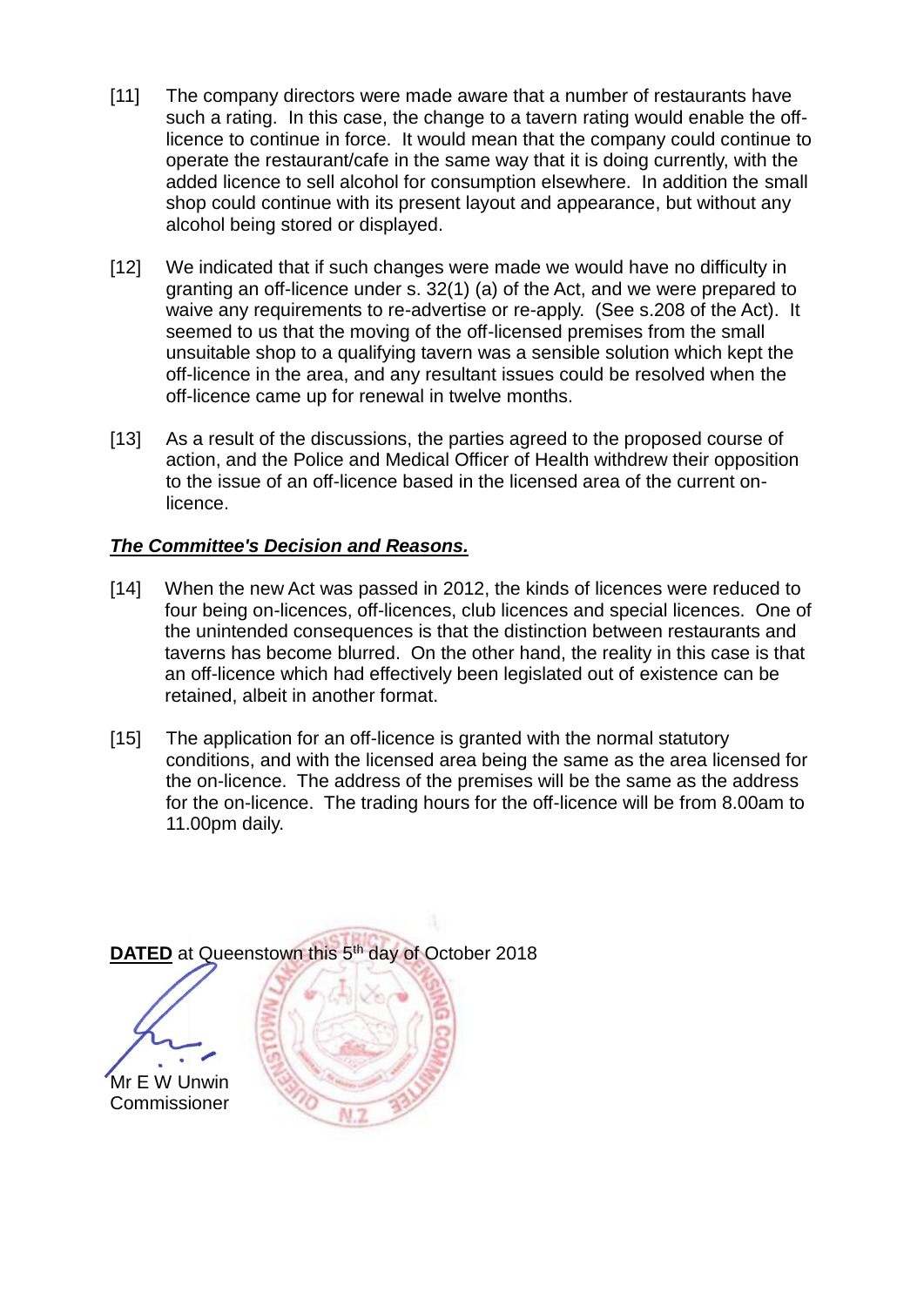[11] The company directors were made aware that a number of restaurants have such a rating. In this case, the change to a tavern rating would enable the off-licence to continue in force. It would mean that the company could continue to operate the restaurant/cafe in the same way that it is doing currently, with the added licence to sell alcohol for consumption elsewhere. In addition the small shop could continue with its present layout and appearance, but without any alcohol being stored or displayed.

[12] We indicated that if such changes were made we would have no difficulty in granting an off-licence under s. 32(1) (a) of the Act, and we were prepared to waive any requirements to re-advertise or re-apply. (See s.208 of the Act). It seemed to us that the moving of the off-licensed premises from the small unsuitable shop to a qualifying tavern was a sensible solution which kept the off-licence in the area, and any resultant issues could be resolved when the off-licence came up for renewal in twelve months.

[13] As a result of the discussions, the parties agreed to the proposed course of action, and the Police and Medical Officer of Health withdrew their opposition to the issue of an off-licence based in the licensed area of the current on-licence.

***The Committee's Decision and Reasons.***

[14] When the new Act was passed in 2012, the kinds of licences were reduced to four being on-licences, off-licences, club licences and special licences. One of the unintended consequences is that the distinction between restaurants and taverns has become blurred. On the other hand, the reality in this case is that an off-licence which had effectively been legislated out of existence can be retained, albeit in another format.

[15] The application for an off-licence is granted with the normal statutory conditions, and with the licensed area being the same as the area licensed for the on-licence. The address of the premises will be the same as the address for the on-licence. The trading hours for the off-licence will be from 8.00am to 11.00pm daily.

**DATED** at Queenstown this 5th day of October 2018

Mr E W Unwin
Commissioner